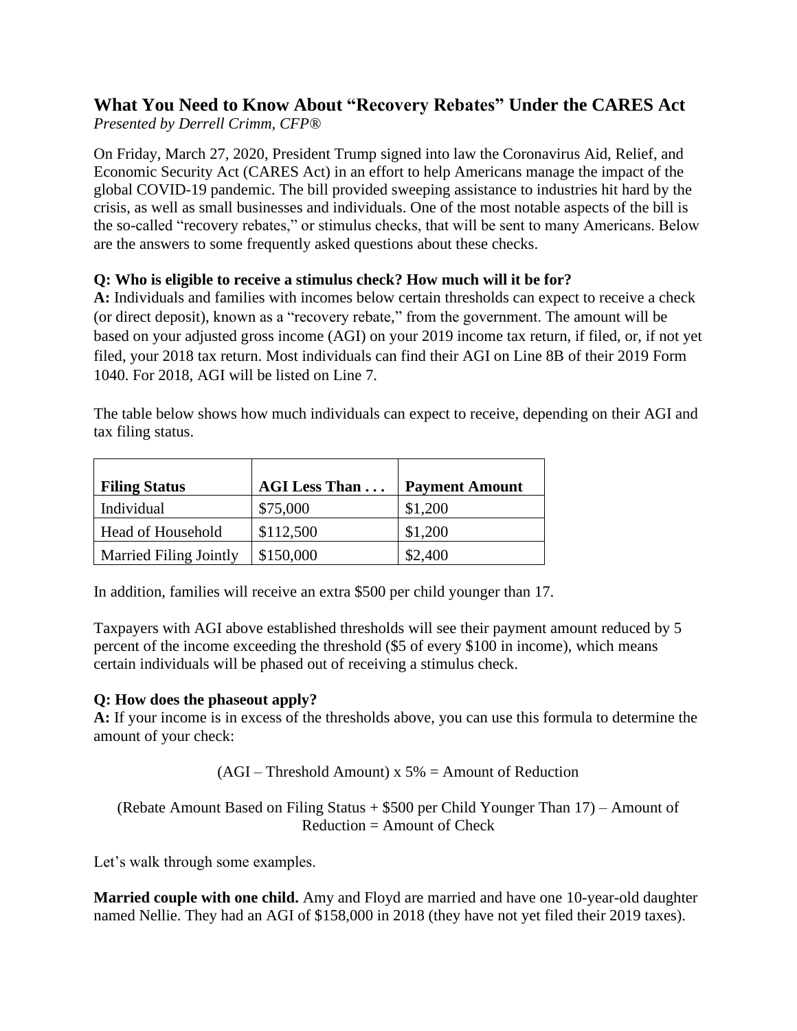# What You Need to Know About "Recovery Rebates" Under the CARES Act

*Presented by Derrell Crimm, CFP®*

On Friday, March 27, 2020, President Trump signed into law the Coronavirus Aid, Relief, and Economic Security Act (CARES Act) in an effort to help Americans manage the impact of the global COVID-19 pandemic. The bill provided sweeping assistance to industries hit hard by the crisis, as well as small businesses and individuals. One of the most notable aspects of the bill is the so-called "recovery rebates," or stimulus checks, that will be sent to many Americans. Below are the answers to some frequently asked questions about these checks.

**Q: Who is eligible to receive a stimulus check? How much will it be for?**

**A:** Individuals and families with incomes below certain thresholds can expect to receive a check (or direct deposit), known as a "recovery rebate," from the government. The amount will be based on your adjusted gross income (AGI) on your 2019 income tax return, if filed, or, if not yet filed, your 2018 tax return. Most individuals can find their AGI on Line 8B of their 2019 Form 1040. For 2018, AGI will be listed on Line 7.

The table below shows how much individuals can expect to receive, depending on their AGI and tax filing status.

| Filing Status | AGI Less Than . . . | Payment Amount |
|---|---|---|
| Individual | $75,000 | $1,200 |
| Head of Household | $112,500 | $1,200 |
| Married Filing Jointly | $150,000 | $2,400 |

In addition, families will receive an extra $500 per child younger than 17.

Taxpayers with AGI above established thresholds will see their payment amount reduced by 5 percent of the income exceeding the threshold ($5 of every $100 in income), which means certain individuals will be phased out of receiving a stimulus check.

**Q: How does the phaseout apply?**

**A:** If your income is in excess of the thresholds above, you can use this formula to determine the amount of your check:

(AGI – Threshold Amount) x 5% = Amount of Reduction

(Rebate Amount Based on Filing Status + $500 per Child Younger Than 17) – Amount of Reduction = Amount of Check

Let's walk through some examples.

**Married couple with one child.** Amy and Floyd are married and have one 10-year-old daughter named Nellie. They had an AGI of $158,000 in 2018 (they have not yet filed their 2019 taxes).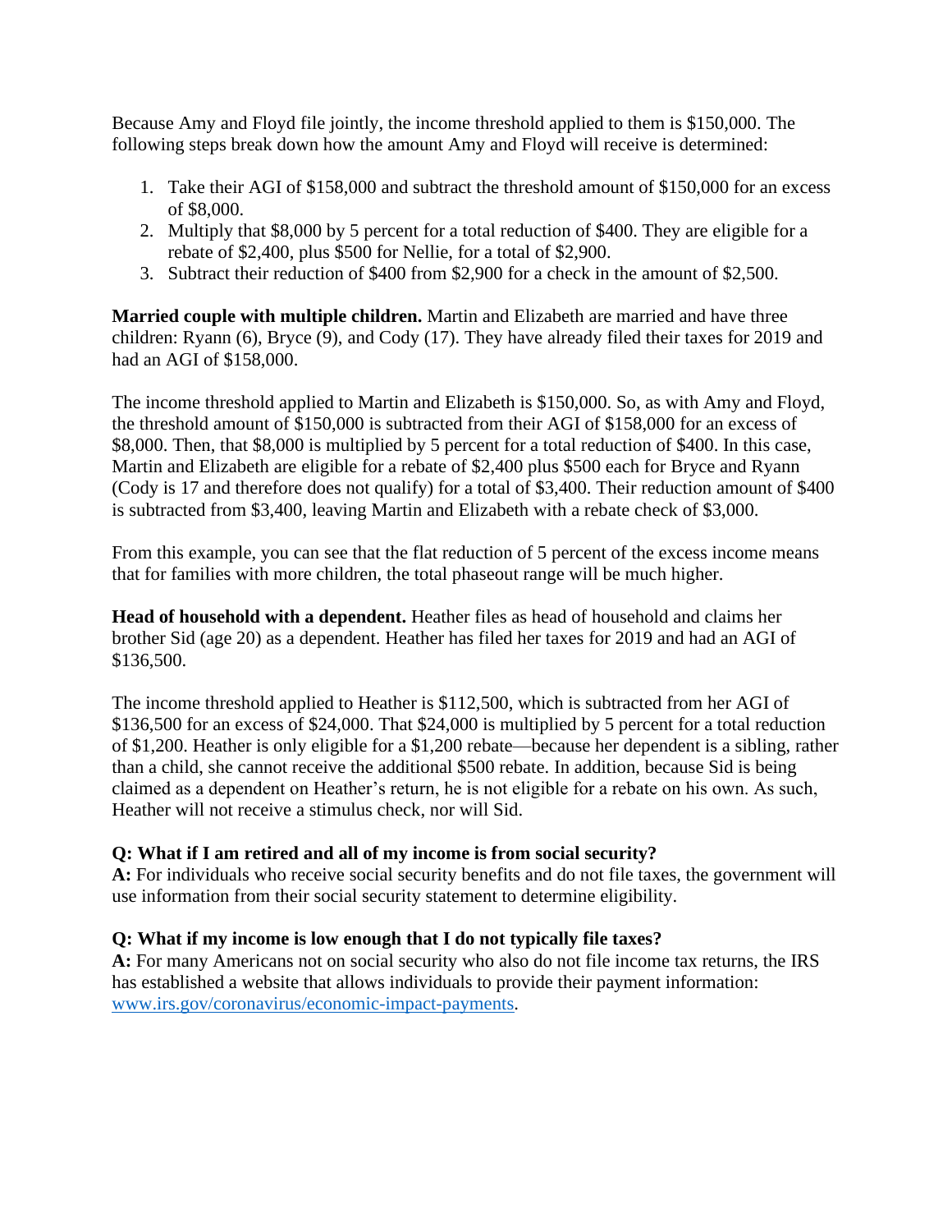Because Amy and Floyd file jointly, the income threshold applied to them is $150,000. The following steps break down how the amount Amy and Floyd will receive is determined:

1. Take their AGI of $158,000 and subtract the threshold amount of $150,000 for an excess of $8,000.
2. Multiply that $8,000 by 5 percent for a total reduction of $400. They are eligible for a rebate of $2,400, plus $500 for Nellie, for a total of $2,900.
3. Subtract their reduction of $400 from $2,900 for a check in the amount of $2,500.

**Married couple with multiple children.** Martin and Elizabeth are married and have three children: Ryann (6), Bryce (9), and Cody (17). They have already filed their taxes for 2019 and had an AGI of $158,000.

The income threshold applied to Martin and Elizabeth is $150,000. So, as with Amy and Floyd, the threshold amount of $150,000 is subtracted from their AGI of $158,000 for an excess of $8,000. Then, that $8,000 is multiplied by 5 percent for a total reduction of $400. In this case, Martin and Elizabeth are eligible for a rebate of $2,400 plus $500 each for Bryce and Ryann (Cody is 17 and therefore does not qualify) for a total of $3,400. Their reduction amount of $400 is subtracted from $3,400, leaving Martin and Elizabeth with a rebate check of $3,000.

From this example, you can see that the flat reduction of 5 percent of the excess income means that for families with more children, the total phaseout range will be much higher.

**Head of household with a dependent.** Heather files as head of household and claims her brother Sid (age 20) as a dependent. Heather has filed her taxes for 2019 and had an AGI of $136,500.

The income threshold applied to Heather is $112,500, which is subtracted from her AGI of $136,500 for an excess of $24,000. That $24,000 is multiplied by 5 percent for a total reduction of $1,200. Heather is only eligible for a $1,200 rebate—because her dependent is a sibling, rather than a child, she cannot receive the additional $500 rebate. In addition, because Sid is being claimed as a dependent on Heather's return, he is not eligible for a rebate on his own. As such, Heather will not receive a stimulus check, nor will Sid.

**Q: What if I am retired and all of my income is from social security?**
**A:** For individuals who receive social security benefits and do not file taxes, the government will use information from their social security statement to determine eligibility.

**Q: What if my income is low enough that I do not typically file taxes?**
**A:** For many Americans not on social security who also do not file income tax returns, the IRS has established a website that allows individuals to provide their payment information: [www.irs.gov/coronavirus/economic-impact-payments](http://www.irs.gov/coronavirus/economic-impact-payments).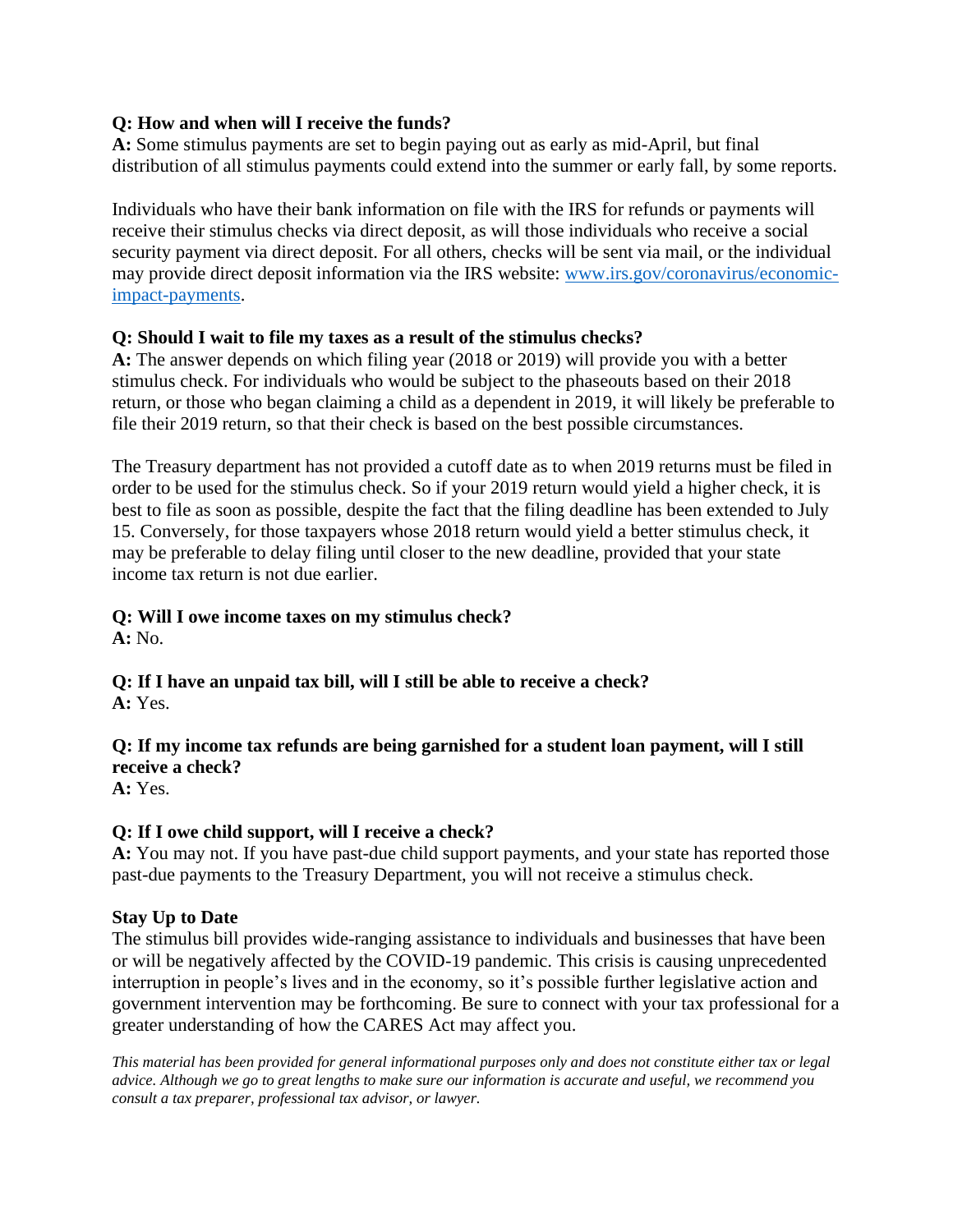**Q: How and when will I receive the funds?**
**A:** Some stimulus payments are set to begin paying out as early as mid-April, but final distribution of all stimulus payments could extend into the summer or early fall, by some reports.

Individuals who have their bank information on file with the IRS for refunds or payments will receive their stimulus checks via direct deposit, as will those individuals who receive a social security payment via direct deposit. For all others, checks will be sent via mail, or the individual may provide direct deposit information via the IRS website: [www.irs.gov/coronavirus/economic-impact-payments](www.irs.gov/coronavirus/economic-impact-payments).

**Q: Should I wait to file my taxes as a result of the stimulus checks?**
**A:** The answer depends on which filing year (2018 or 2019) will provide you with a better stimulus check. For individuals who would be subject to the phaseouts based on their 2018 return, or those who began claiming a child as a dependent in 2019, it will likely be preferable to file their 2019 return, so that their check is based on the best possible circumstances.

The Treasury department has not provided a cutoff date as to when 2019 returns must be filed in order to be used for the stimulus check. So if your 2019 return would yield a higher check, it is best to file as soon as possible, despite the fact that the filing deadline has been extended to July 15. Conversely, for those taxpayers whose 2018 return would yield a better stimulus check, it may be preferable to delay filing until closer to the new deadline, provided that your state income tax return is not due earlier.

**Q: Will I owe income taxes on my stimulus check?**
**A:** No.

**Q: If I have an unpaid tax bill, will I still be able to receive a check?**
**A:** Yes.

**Q: If my income tax refunds are being garnished for a student loan payment, will I still receive a check?**
**A:** Yes.

**Q: If I owe child support, will I receive a check?**
**A:** You may not. If you have past-due child support payments, and your state has reported those past-due payments to the Treasury Department, you will not receive a stimulus check.

**Stay Up to Date**

The stimulus bill provides wide-ranging assistance to individuals and businesses that have been or will be negatively affected by the COVID-19 pandemic. This crisis is causing unprecedented interruption in people's lives and in the economy, so it's possible further legislative action and government intervention may be forthcoming. Be sure to connect with your tax professional for a greater understanding of how the CARES Act may affect you.

*This material has been provided for general informational purposes only and does not constitute either tax or legal advice. Although we go to great lengths to make sure our information is accurate and useful, we recommend you consult a tax preparer, professional tax advisor, or lawyer.*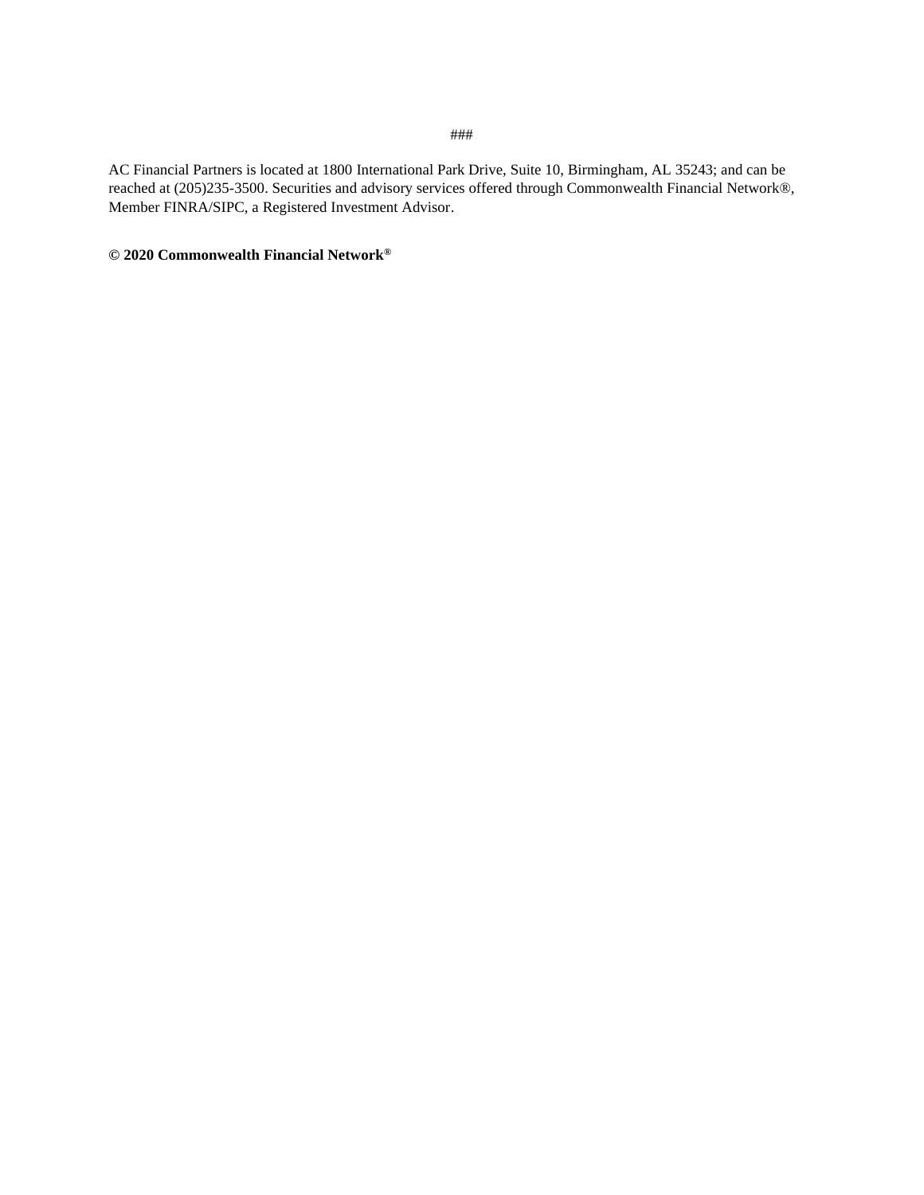###

AC Financial Partners is located at 1800 International Park Drive, Suite 10, Birmingham, AL 35243; and can be reached at (205)235-3500. Securities and advisory services offered through Commonwealth Financial Network®, Member FINRA/SIPC, a Registered Investment Advisor.

**© 2020 Commonwealth Financial Network®**